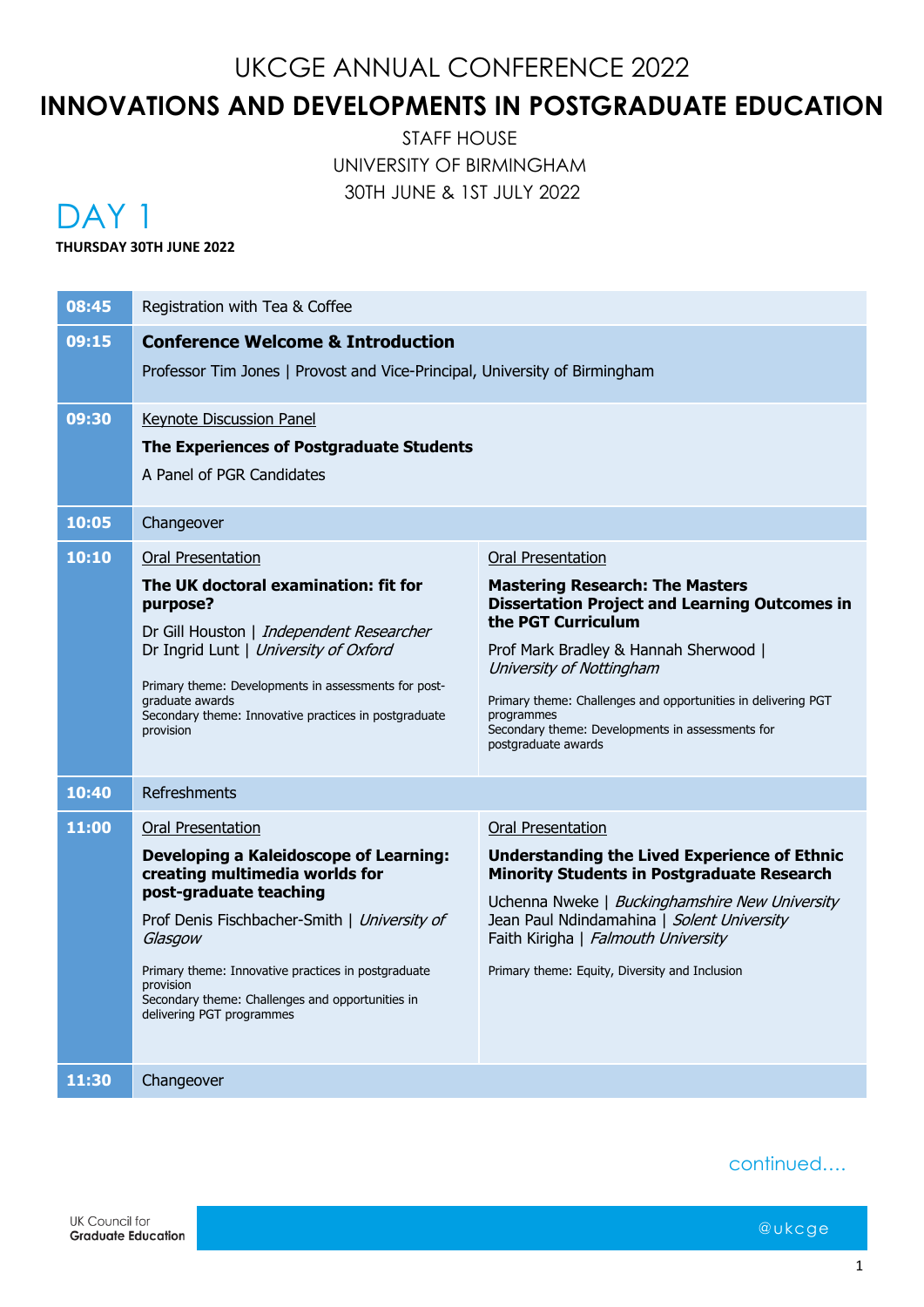# UKCGE ANNUAL CONFERENCE 2022

# INNOVATIONS AND DEVELOPMENTS IN POSTGRADUATE EDUCATION

STAFF HOUSE
UNIVERSITY OF BIRMINGHAM
30TH JUNE & 1ST JULY 2022

## DAY 1

**THURSDAY 30TH JUNE 2022**

| Time | Session | |
|---|---|---|
| **08:45** | Registration with Tea & Coffee | |
| **09:15** | **Conference Welcome & Introduction**<br>Professor Tim Jones \| Provost and Vice-Principal, University of Birmingham | |
| **09:30** | Keynote Discussion Panel<br>**The Experiences of Postgraduate Students**<br>A Panel of PGR Candidates | |
| **10:05** | Changeover | |
| **10:10** | Oral Presentation<br>**The UK doctoral examination: fit for purpose?**<br>Dr Gill Houston \| *Independent Researcher*<br>Dr Ingrid Lunt \| *University of Oxford*<br>Primary theme: Developments in assessments for post-graduate awards<br>Secondary theme: Innovative practices in postgraduate provision | Oral Presentation<br>**Mastering Research: The Masters Dissertation Project and Learning Outcomes in the PGT Curriculum**<br>Prof Mark Bradley & Hannah Sherwood \| *University of Nottingham*<br>Primary theme: Challenges and opportunities in delivering PGT programmes<br>Secondary theme: Developments in assessments for postgraduate awards |
| **10:40** | Refreshments | |
| **11:00** | Oral Presentation<br>**Developing a Kaleidoscope of Learning: creating multimedia worlds for post-graduate teaching**<br>Prof Denis Fischbacher-Smith \| *University of Glasgow*<br>Primary theme: Innovative practices in postgraduate provision<br>Secondary theme: Challenges and opportunities in delivering PGT programmes | Oral Presentation<br>**Understanding the Lived Experience of Ethnic Minority Students in Postgraduate Research**<br>Uchenna Nweke \| *Buckinghamshire New University*<br>Jean Paul Ndindamahina \| *Solent University*<br>Faith Kirigha \| *Falmouth University*<br>Primary theme: Equity, Diversity and Inclusion |
| **11:30** | Changeover | |

continued....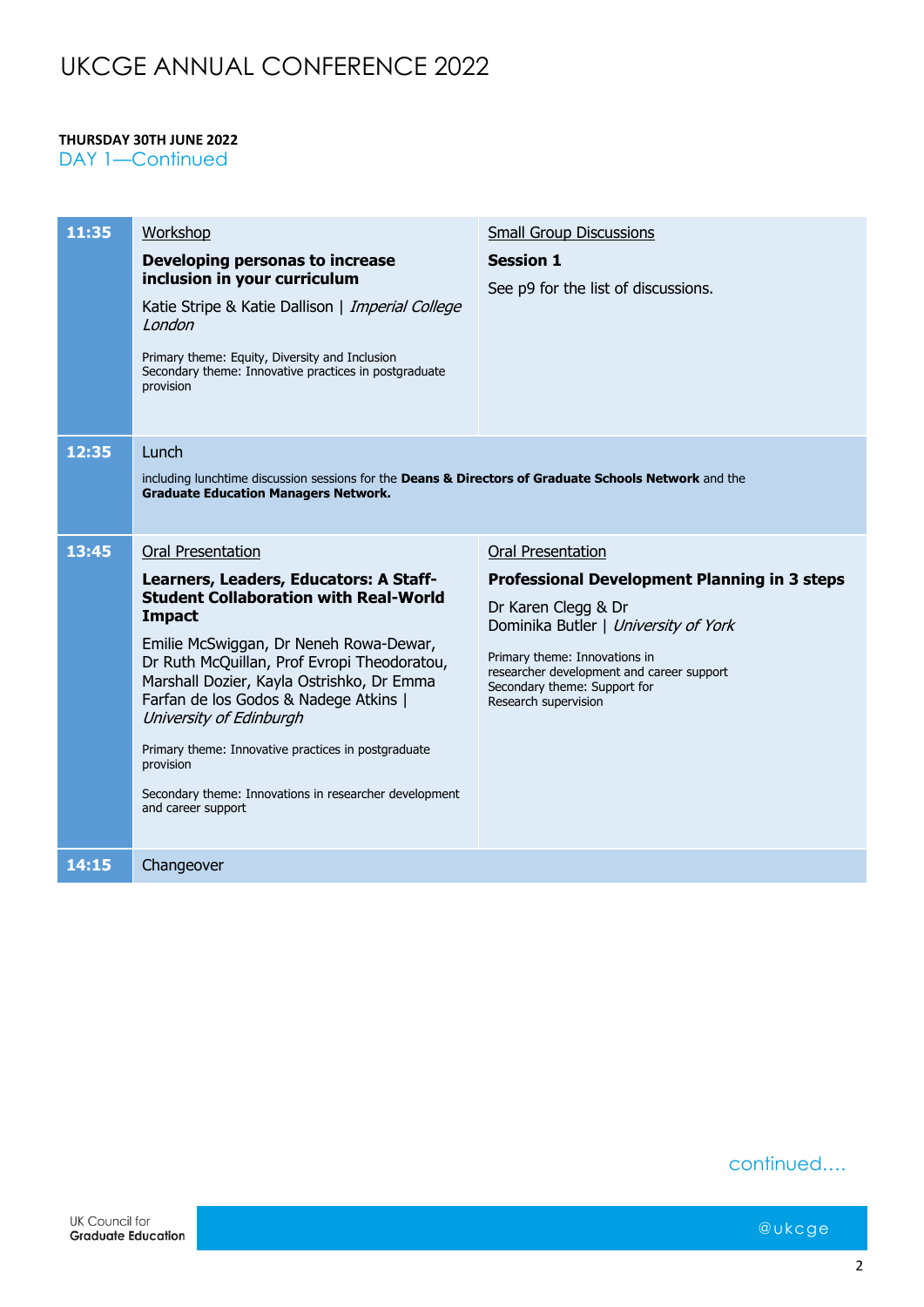# UKCGE ANNUAL CONFERENCE 2022

**THURSDAY 30TH JUNE 2022**

DAY 1—Continued

| Time | Session | Session |
|---|---|---|
| **11:35** | Workshop<br><br>**Developing personas to increase inclusion in your curriculum**<br><br>Katie Stripe & Katie Dallison \| *Imperial College London*<br><br>Primary theme: Equity, Diversity and Inclusion<br>Secondary theme: Innovative practices in postgraduate provision | Small Group Discussions<br><br>**Session 1**<br><br>See p9 for the list of discussions. |
| **12:35** | Lunch<br><br>including lunchtime discussion sessions for the **Deans & Directors of Graduate Schools Network** and the **Graduate Education Managers Network.** | |
| **13:45** | Oral Presentation<br><br>**Learners, Leaders, Educators: A Staff-Student Collaboration with Real-World Impact**<br><br>Emilie McSwiggan, Dr Neneh Rowa-Dewar, Dr Ruth McQuillan, Prof Evropi Theodoratou, Marshall Dozier, Kayla Ostrishko, Dr Emma Farfan de los Godos & Nadege Atkins \| *University of Edinburgh*<br><br>Primary theme: Innovative practices in postgraduate provision<br><br>Secondary theme: Innovations in researcher development and career support | Oral Presentation<br><br>**Professional Development Planning in 3 steps**<br><br>Dr Karen Clegg & Dr Dominika Butler \| *University of York*<br><br>Primary theme: Innovations in researcher development and career support<br>Secondary theme: Support for Research supervision |
| **14:15** | Changeover | |

continued....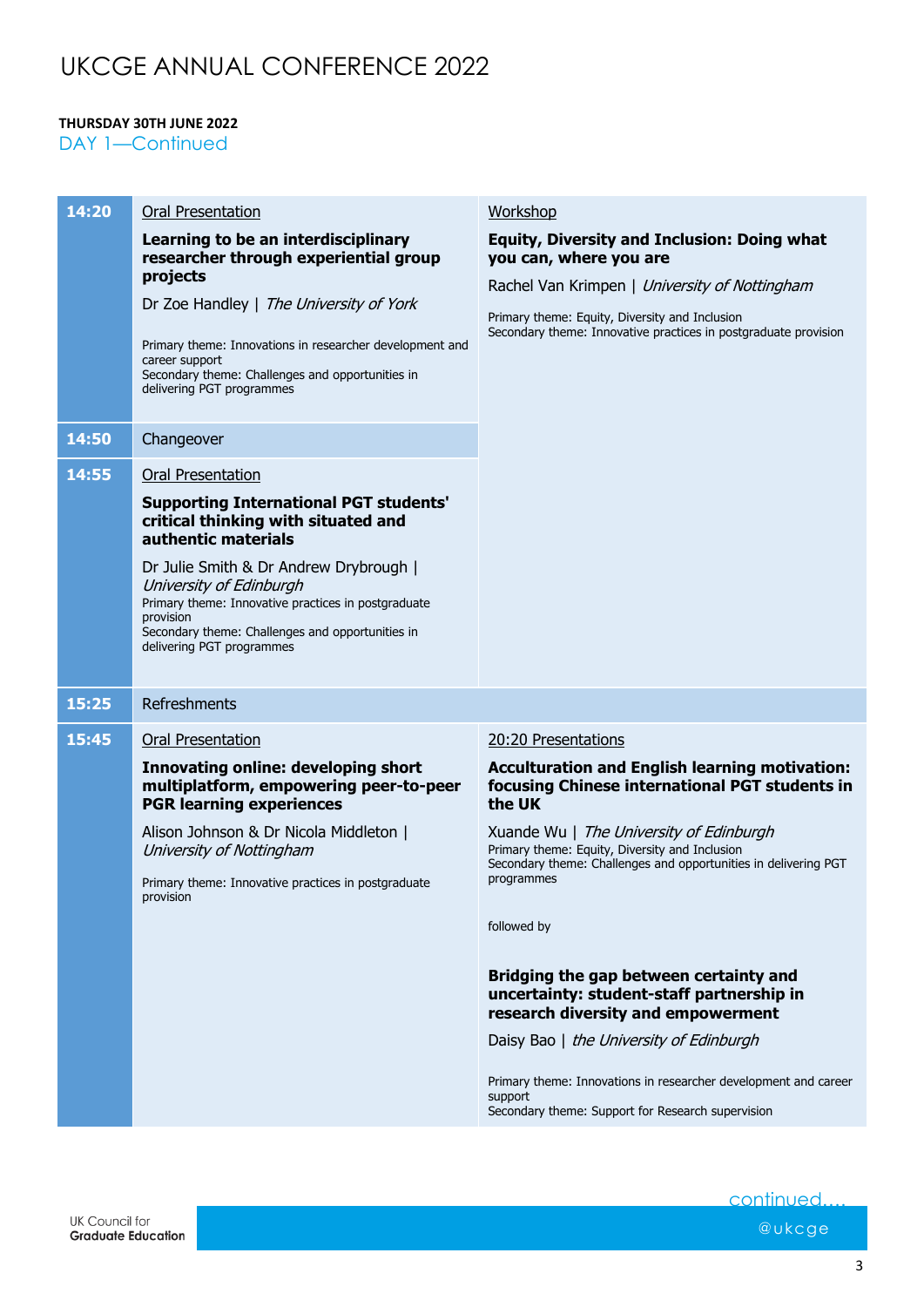# UKCGE ANNUAL CONFERENCE 2022

**THURSDAY 30TH JUNE 2022**

DAY 1—Continued

| Time | Session | Session |
|---|---|---|
| **14:20** | Oral Presentation<br><br>**Learning to be an interdisciplinary researcher through experiential group projects**<br><br>Dr Zoe Handley \| *The University of York*<br><br>Primary theme: Innovations in researcher development and career support<br>Secondary theme: Challenges and opportunities in delivering PGT programmes | Workshop<br><br>**Equity, Diversity and Inclusion: Doing what you can, where you are**<br><br>Rachel Van Krimpen \| *University of Nottingham*<br><br>Primary theme: Equity, Diversity and Inclusion<br>Secondary theme: Innovative practices in postgraduate provision |
| **14:50** | Changeover | |
| **14:55** | Oral Presentation<br><br>**Supporting International PGT students' critical thinking with situated and authentic materials**<br><br>Dr Julie Smith & Dr Andrew Drybrough \| *University of Edinburgh*<br>Primary theme: Innovative practices in postgraduate provision<br>Secondary theme: Challenges and opportunities in delivering PGT programmes | |
| **15:25** | Refreshments | |
| **15:45** | Oral Presentation<br><br>**Innovating online: developing short multiplatform, empowering peer-to-peer PGR learning experiences**<br><br>Alison Johnson & Dr Nicola Middleton \| *University of Nottingham*<br><br>Primary theme: Innovative practices in postgraduate provision | 20:20 Presentations<br><br>**Acculturation and English learning motivation: focusing Chinese international PGT students in the UK**<br><br>Xuande Wu \| *The University of Edinburgh*<br>Primary theme: Equity, Diversity and Inclusion<br>Secondary theme: Challenges and opportunities in delivering PGT programmes<br><br>followed by<br><br>**Bridging the gap between certainty and uncertainty: student-staff partnership in research diversity and empowerment**<br><br>Daisy Bao \| *the University of Edinburgh*<br><br>Primary theme: Innovations in researcher development and career support<br>Secondary theme: Support for Research supervision |

continued....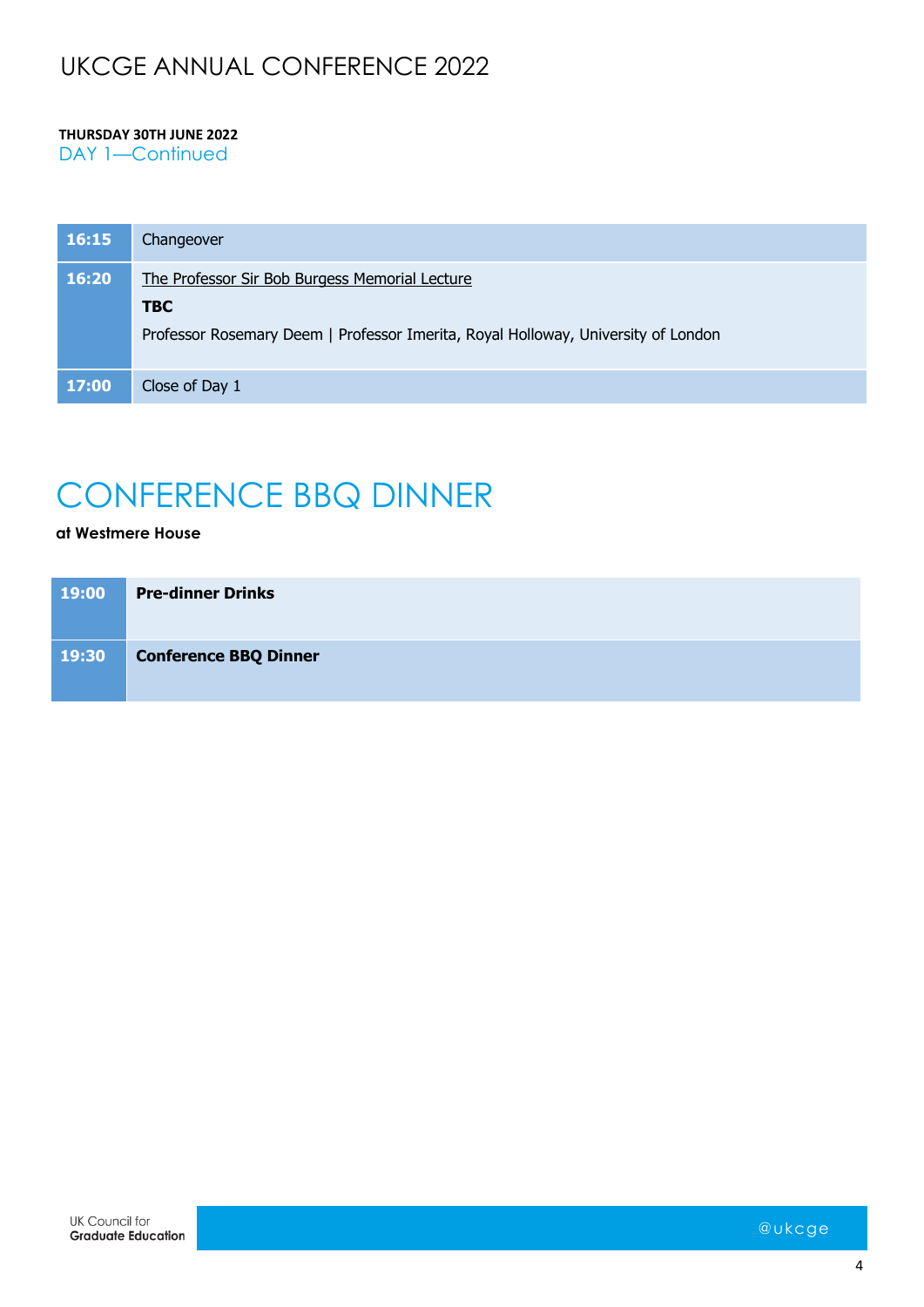# UKCGE ANNUAL CONFERENCE 2022

**THURSDAY 30TH JUNE 2022**

DAY 1—Continued

| | |
|---|---|
| **16:15** | Changeover |
| **16:20** | The Professor Sir Bob Burgess Memorial Lecture<br>**TBC**<br>Professor Rosemary Deem \| Professor Imerita, Royal Holloway, University of London |
| **17:00** | Close of Day 1 |

# CONFERENCE BBQ DINNER

**at Westmere House**

| | |
|---|---|
| **19:00** | **Pre-dinner Drinks** |
| **19:30** | **Conference BBQ Dinner** |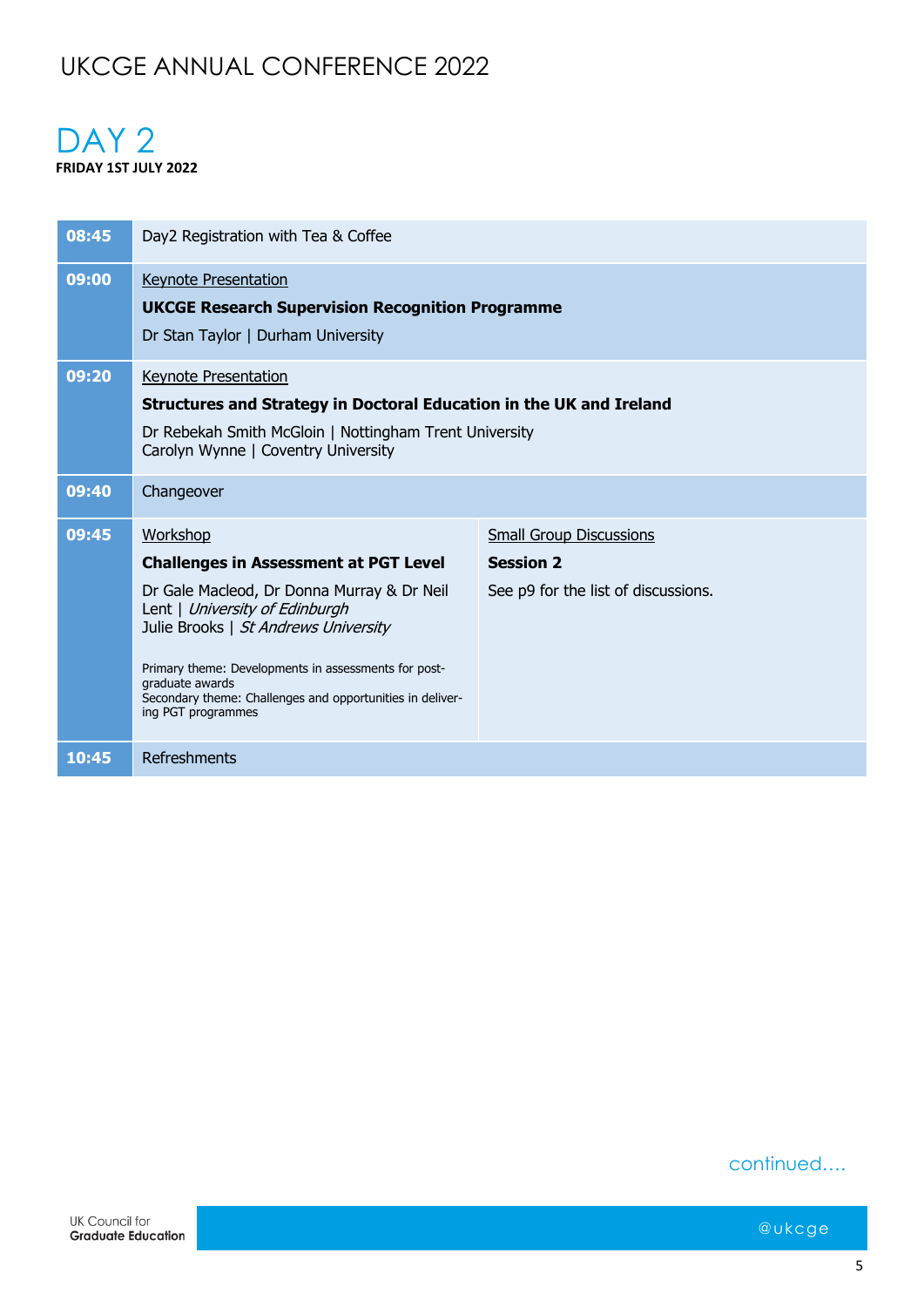# UKCGE ANNUAL CONFERENCE 2022

## DAY 2

**FRIDAY 1ST JULY 2022**

| Time | Session | |
|---|---|---|
| **08:45** | Day2 Registration with Tea & Coffee | |
| **09:00** | Keynote Presentation<br>**UKCGE Research Supervision Recognition Programme**<br>Dr Stan Taylor \| Durham University | |
| **09:20** | Keynote Presentation<br>**Structures and Strategy in Doctoral Education in the UK and Ireland**<br>Dr Rebekah Smith McGloin \| Nottingham Trent University<br>Carolyn Wynne \| Coventry University | |
| **09:40** | Changeover | |
| **09:45** | Workshop<br>**Challenges in Assessment at PGT Level**<br>Dr Gale Macleod, Dr Donna Murray & Dr Neil Lent \| *University of Edinburgh*<br>Julie Brooks \| *St Andrews University*<br><br>Primary theme: Developments in assessments for post-graduate awards<br>Secondary theme: Challenges and opportunities in delivering PGT programmes | Small Group Discussions<br>**Session 2**<br>See p9 for the list of discussions. |
| **10:45** | Refreshments | |

continued....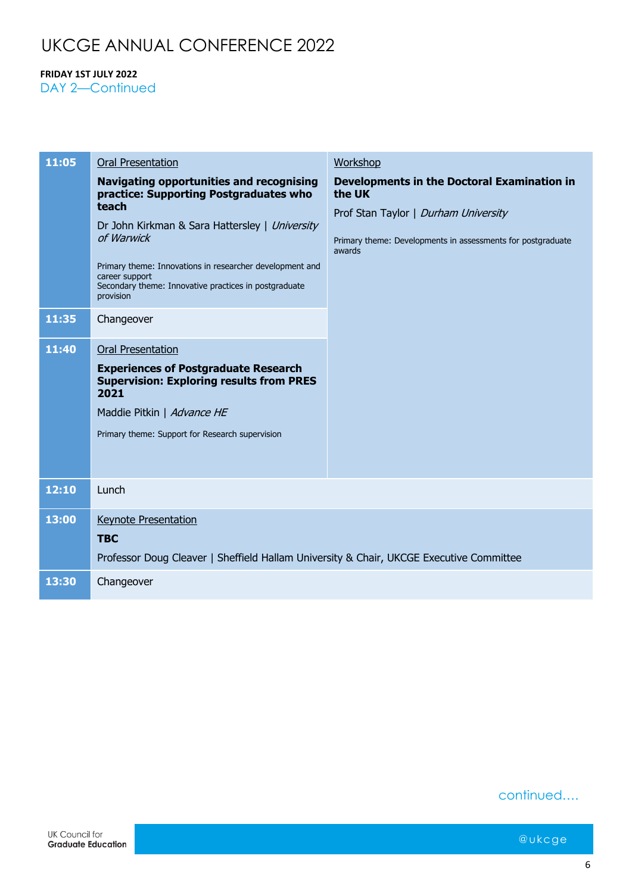# UKCGE ANNUAL CONFERENCE 2022

**FRIDAY 1ST JULY 2022**

DAY 2—Continued

| Time | Session | Session |
|---|---|---|
| **11:05** | Oral Presentation<br>**Navigating opportunities and recognising practice: Supporting Postgraduates who teach**<br>Dr John Kirkman & Sara Hattersley \| *University of Warwick*<br>Primary theme: Innovations in researcher development and career support<br>Secondary theme: Innovative practices in postgraduate provision | Workshop<br>**Developments in the Doctoral Examination in the UK**<br>Prof Stan Taylor \| *Durham University*<br>Primary theme: Developments in assessments for postgraduate awards |
| **11:35** | Changeover | |
| **11:40** | Oral Presentation<br>**Experiences of Postgraduate Research Supervision: Exploring results from PRES 2021**<br>Maddie Pitkin \| *Advance HE*<br>Primary theme: Support for Research supervision | |
| **12:10** | Lunch | |
| **13:00** | Keynote Presentation<br>**TBC**<br>Professor Doug Cleaver \| Sheffield Hallam University & Chair, UKCGE Executive Committee | |
| **13:30** | Changeover | |

continued....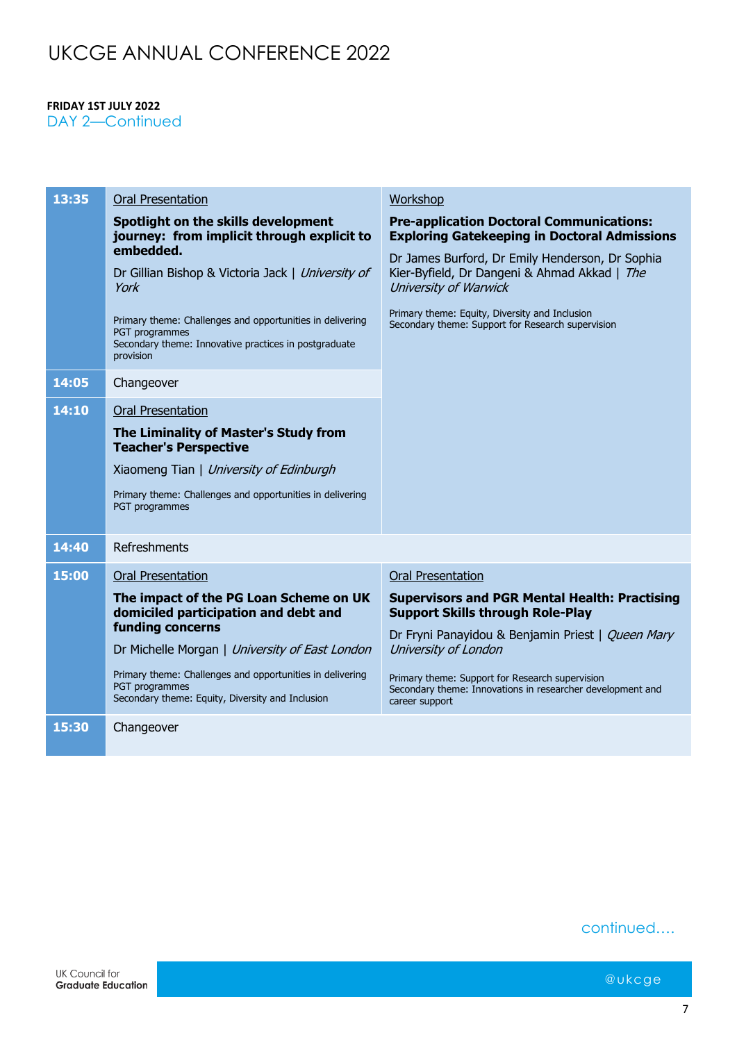**FRIDAY 1ST JULY 2022**

DAY 2—Continued

| Time | | |
|---|---|---|
| **13:35** | Oral Presentation<br>**Spotlight on the skills development journey: from implicit through explicit to embedded.**<br>Dr Gillian Bishop & Victoria Jack \| *University of York*<br>Primary theme: Challenges and opportunities in delivering PGT programmes<br>Secondary theme: Innovative practices in postgraduate provision | Workshop<br>**Pre-application Doctoral Communications: Exploring Gatekeeping in Doctoral Admissions**<br>Dr James Burford, Dr Emily Henderson, Dr Sophia Kier-Byfield, Dr Dangeni & Ahmad Akkad \| *The University of Warwick*<br>Primary theme: Equity, Diversity and Inclusion<br>Secondary theme: Support for Research supervision |
| **14:05** | Changeover | |
| **14:10** | Oral Presentation<br>**The Liminality of Master's Study from Teacher's Perspective**<br>Xiaomeng Tian \| *University of Edinburgh*<br>Primary theme: Challenges and opportunities in delivering PGT programmes | |
| **14:40** | Refreshments | |
| **15:00** | Oral Presentation<br>**The impact of the PG Loan Scheme on UK domiciled participation and debt and funding concerns**<br>Dr Michelle Morgan \| *University of East London*<br>Primary theme: Challenges and opportunities in delivering PGT programmes<br>Secondary theme: Equity, Diversity and Inclusion | Oral Presentation<br>**Supervisors and PGR Mental Health: Practising Support Skills through Role-Play**<br>Dr Fryni Panayidou & Benjamin Priest \| *Queen Mary University of London*<br>Primary theme: Support for Research supervision<br>Secondary theme: Innovations in researcher development and career support |
| **15:30** | Changeover | |

continued....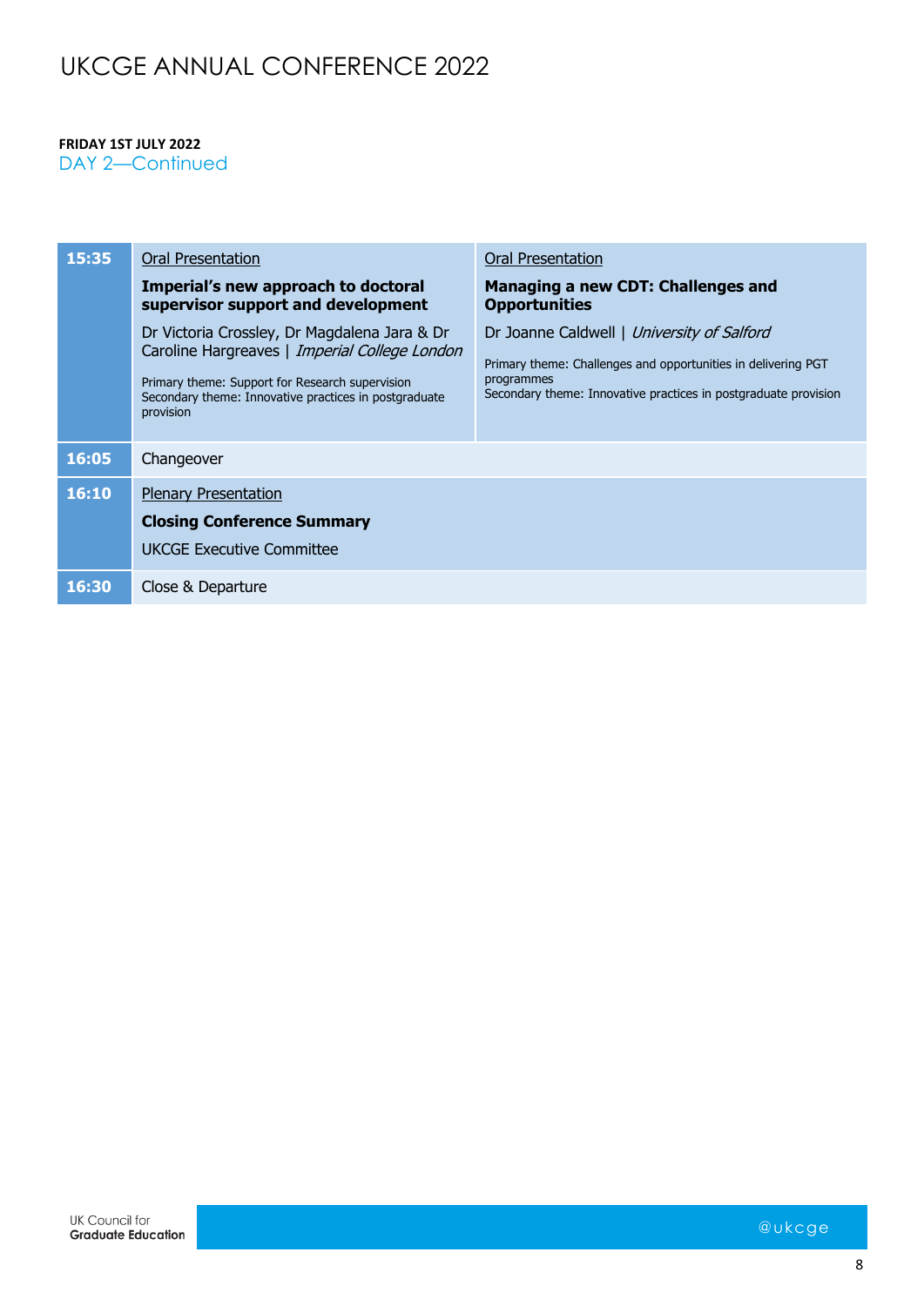# UKCGE ANNUAL CONFERENCE 2022

**FRIDAY 1ST JULY 2022**

DAY 2—Continued

| Time | Session | Session |
|---|---|---|
| **15:35** | Oral Presentation<br>**Imperial's new approach to doctoral supervisor support and development**<br>Dr Victoria Crossley, Dr Magdalena Jara & Dr Caroline Hargreaves \| *Imperial College London*<br>Primary theme: Support for Research supervision<br>Secondary theme: Innovative practices in postgraduate provision | Oral Presentation<br>**Managing a new CDT: Challenges and Opportunities**<br>Dr Joanne Caldwell \| *University of Salford*<br>Primary theme: Challenges and opportunities in delivering PGT programmes<br>Secondary theme: Innovative practices in postgraduate provision |
| **16:05** | Changeover | |
| **16:10** | Plenary Presentation<br>**Closing Conference Summary**<br>UKCGE Executive Committee | |
| **16:30** | Close & Departure | |

UK Council for **Graduate Education**

@ukcge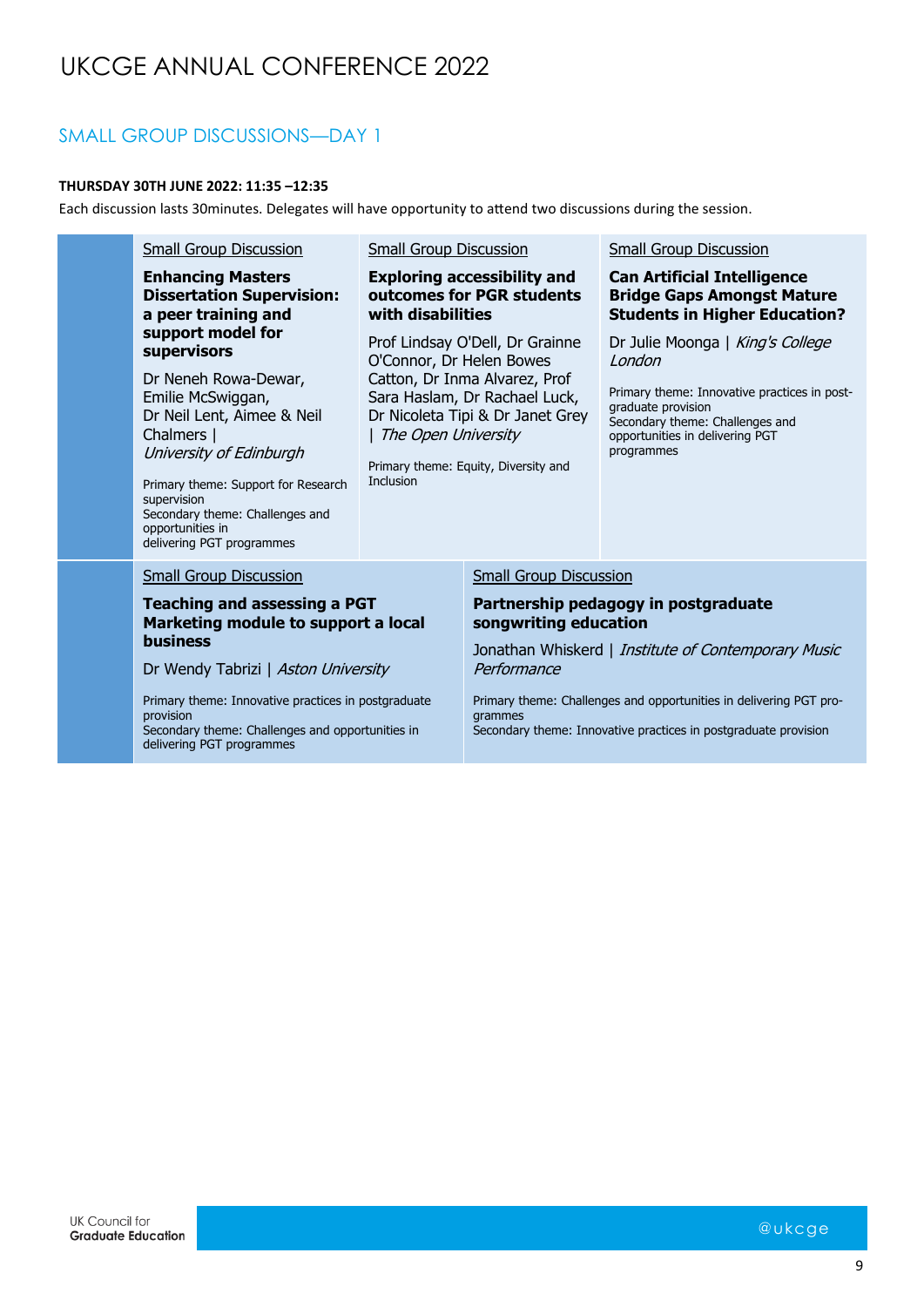# UKCGE ANNUAL CONFERENCE 2022

## SMALL GROUP DISCUSSIONS—DAY 1

**THURSDAY 30TH JUNE 2022: 11:35 –12:35**

Each discussion lasts 30minutes. Delegates will have opportunity to attend two discussions during the session.

Small Group Discussion

**Enhancing Masters Dissertation Supervision: a peer training and support model for supervisors**

Dr Neneh Rowa-Dewar, Emilie McSwiggan, Dr Neil Lent, Aimee & Neil Chalmers | *University of Edinburgh*

Primary theme: Support for Research supervision
Secondary theme: Challenges and opportunities in delivering PGT programmes

Small Group Discussion

**Exploring accessibility and outcomes for PGR students with disabilities**

Prof Lindsay O'Dell, Dr Grainne O'Connor, Dr Helen Bowes Catton, Dr Inma Alvarez, Prof Sara Haslam, Dr Rachael Luck, Dr Nicoleta Tipi & Dr Janet Grey | *The Open University*

Primary theme: Equity, Diversity and Inclusion

Small Group Discussion

**Can Artificial Intelligence Bridge Gaps Amongst Mature Students in Higher Education?**

Dr Julie Moonga | *King's College London*

Primary theme: Innovative practices in post-graduate provision
Secondary theme: Challenges and opportunities in delivering PGT programmes

Small Group Discussion

**Teaching and assessing a PGT Marketing module to support a local business**

Dr Wendy Tabrizi | *Aston University*

Primary theme: Innovative practices in postgraduate provision
Secondary theme: Challenges and opportunities in delivering PGT programmes

Small Group Discussion

**Partnership pedagogy in postgraduate songwriting education**

Jonathan Whiskerd | *Institute of Contemporary Music Performance*

Primary theme: Challenges and opportunities in delivering PGT programmes
Secondary theme: Innovative practices in postgraduate provision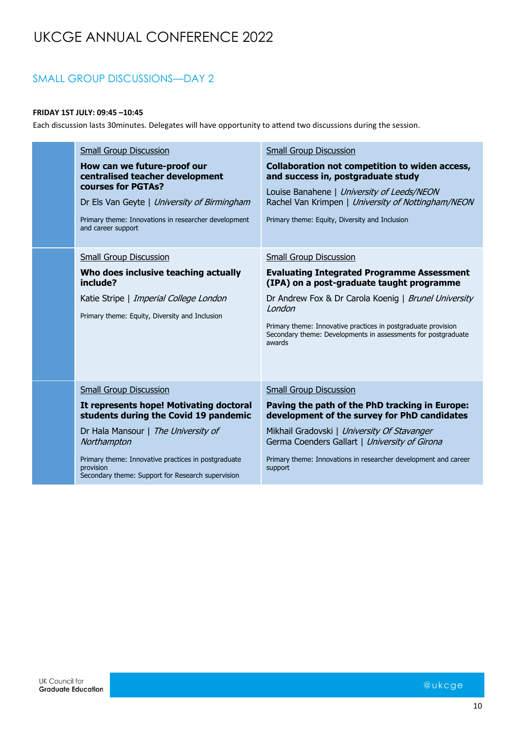# UKCGE ANNUAL CONFERENCE 2022

## SMALL GROUP DISCUSSIONS—DAY 2

**FRIDAY 1ST JULY: 09:45 –10:45**

Each discussion lasts 30minutes. Delegates will have opportunity to attend two discussions during the session.

| | |
|---|---|
| Small Group Discussion<br>**How can we future-proof our centralised teacher development courses for PGTAs?**<br>Dr Els Van Geyte \| *University of Birmingham*<br>Primary theme: Innovations in researcher development and career support | Small Group Discussion<br>**Collaboration not competition to widen access, and success in, postgraduate study**<br>Louise Banahene \| *University of Leeds/NEON*<br>Rachel Van Krimpen \| *University of Nottingham/NEON*<br>Primary theme: Equity, Diversity and Inclusion |
| Small Group Discussion<br>**Who does inclusive teaching actually include?**<br>Katie Stripe \| *Imperial College London*<br>Primary theme: Equity, Diversity and Inclusion | Small Group Discussion<br>**Evaluating Integrated Programme Assessment (IPA) on a post-graduate taught programme**<br>Dr Andrew Fox & Dr Carola Koenig \| *Brunel University London*<br>Primary theme: Innovative practices in postgraduate provision<br>Secondary theme: Developments in assessments for postgraduate awards |
| Small Group Discussion<br>**It represents hope! Motivating doctoral students during the Covid 19 pandemic**<br>Dr Hala Mansour \| *The University of Northampton*<br>Primary theme: Innovative practices in postgraduate provision<br>Secondary theme: Support for Research supervision | Small Group Discussion<br>**Paving the path of the PhD tracking in Europe: development of the survey for PhD candidates**<br>Mikhail Gradovski \| *University Of Stavanger*<br>Germa Coenders Gallart \| *University of Girona*<br>Primary theme: Innovations in researcher development and career support |